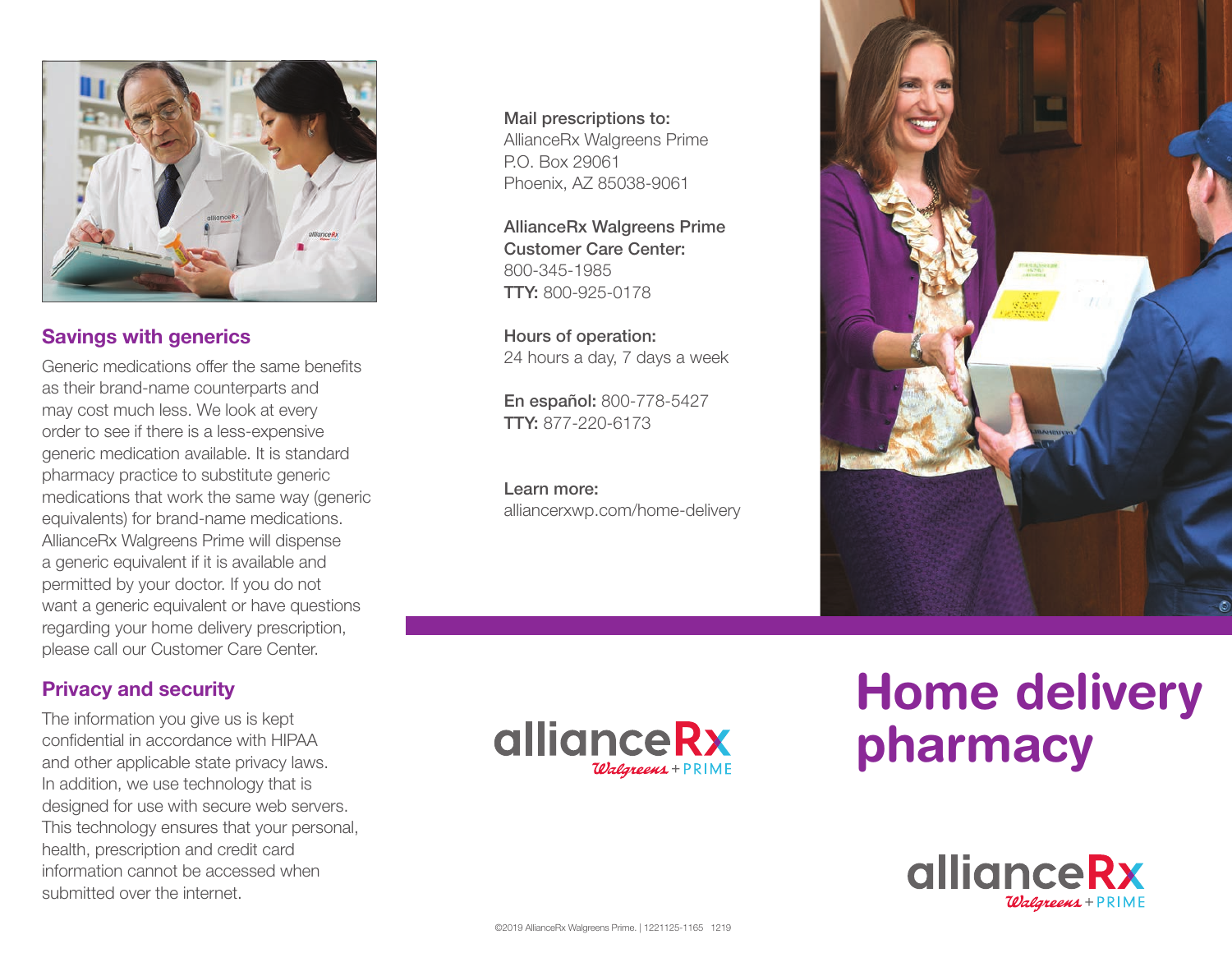## Savings with generics

Generic medications offer the same benefits as their brand-name counterparts and may cost much less. We look at every order to see if there is a less-expensive generic medication available. It is standard pharmacy practice to substitute generic medications that work the same way (generic equivalents) for brand-name medications. AllianceRx Walgreens Prime will dispense a generic equivalent if it is available and permitted by your doctor. If you do not want a generic equivalent or have questions regarding your home delivery prescription, please call our Customer Care Center.

## Privacy and security

The information you give us is kept confidential in accordance with HIPAA and other applicable state privacy laws. In addition, we use technology that is designed for use with secure web servers. This technology ensures that your personal, health, prescription and credit card information cannot be accessed when submitted over the internet.

**Mail prescriptions to:**
AllianceRx Walgreens Prime
P.O. Box 29061
Phoenix, AZ 85038-9061

**AllianceRx Walgreens Prime Customer Care Center:**
800-345-1985
**TTY:** 800-925-0178

**Hours of operation:**
24 hours a day, 7 days a week

**En español:** 800-778-5427
**TTY:** 877-220-6173

**Learn more:**
alliancerxwp.com/home-delivery

allianceRx Walgreens + PRIME

©2019 AllianceRx Walgreens Prime. | 1221125-1165 1219

# Home delivery pharmacy

allianceRx Walgreens + PRIME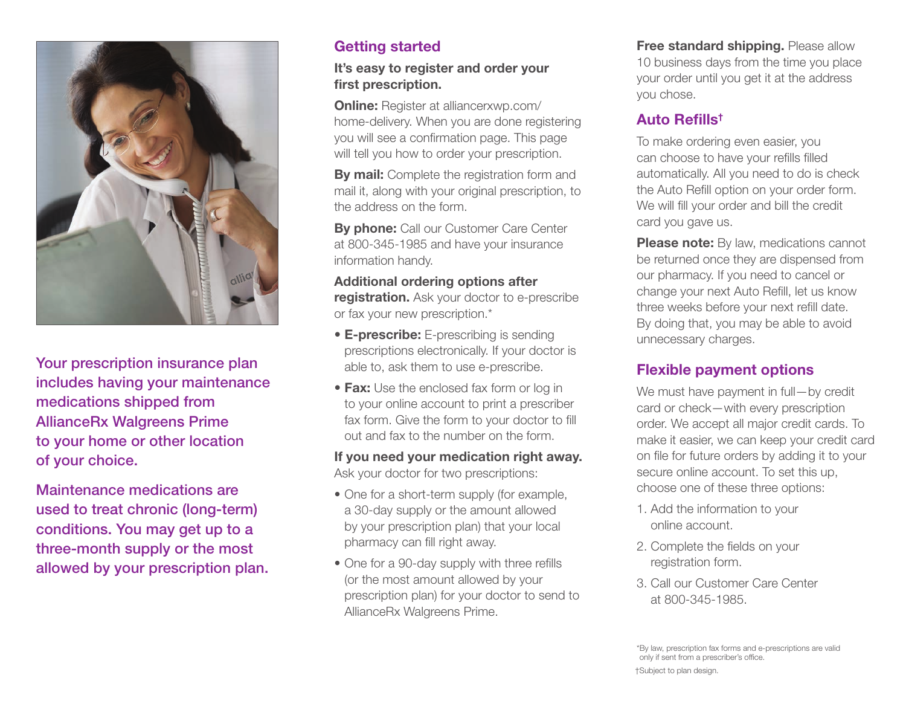Your prescription insurance plan includes having your maintenance medications shipped from AllianceRx Walgreens Prime to your home or other location of your choice.

Maintenance medications are used to treat chronic (long-term) conditions. You may get up to a three-month supply or the most allowed by your prescription plan.

## Getting started

**It's easy to register and order your first prescription.**

**Online:** Register at alliancerxwp.com/home-delivery. When you are done registering you will see a confirmation page. This page will tell you how to order your prescription.

**By mail:** Complete the registration form and mail it, along with your original prescription, to the address on the form.

**By phone:** Call our Customer Care Center at 800-345-1985 and have your insurance information handy.

**Additional ordering options after registration.** Ask your doctor to e-prescribe or fax your new prescription.*

- **E-prescribe:** E-prescribing is sending prescriptions electronically. If your doctor is able to, ask them to use e-prescribe.
- **Fax:** Use the enclosed fax form or log in to your online account to print a prescriber fax form. Give the form to your doctor to fill out and fax to the number on the form.

**If you need your medication right away.** Ask your doctor for two prescriptions:

- One for a short-term supply (for example, a 30-day supply or the amount allowed by your prescription plan) that your local pharmacy can fill right away.
- One for a 90-day supply with three refills (or the most amount allowed by your prescription plan) for your doctor to send to AllianceRx Walgreens Prime.

**Free standard shipping.** Please allow 10 business days from the time you place your order until you get it at the address you chose.

## Auto Refills†

To make ordering even easier, you can choose to have your refills filled automatically. All you need to do is check the Auto Refill option on your order form. We will fill your order and bill the credit card you gave us.

**Please note:** By law, medications cannot be returned once they are dispensed from our pharmacy. If you need to cancel or change your next Auto Refill, let us know three weeks before your next refill date. By doing that, you may be able to avoid unnecessary charges.

## Flexible payment options

We must have payment in full—by credit card or check—with every prescription order. We accept all major credit cards. To make it easier, we can keep your credit card on file for future orders by adding it to your secure online account. To set this up, choose one of these three options:

1. Add the information to your online account.
2. Complete the fields on your registration form.
3. Call our Customer Care Center at 800-345-1985.

*By law, prescription fax forms and e-prescriptions are valid only if sent from a prescriber's office.

†Subject to plan design.